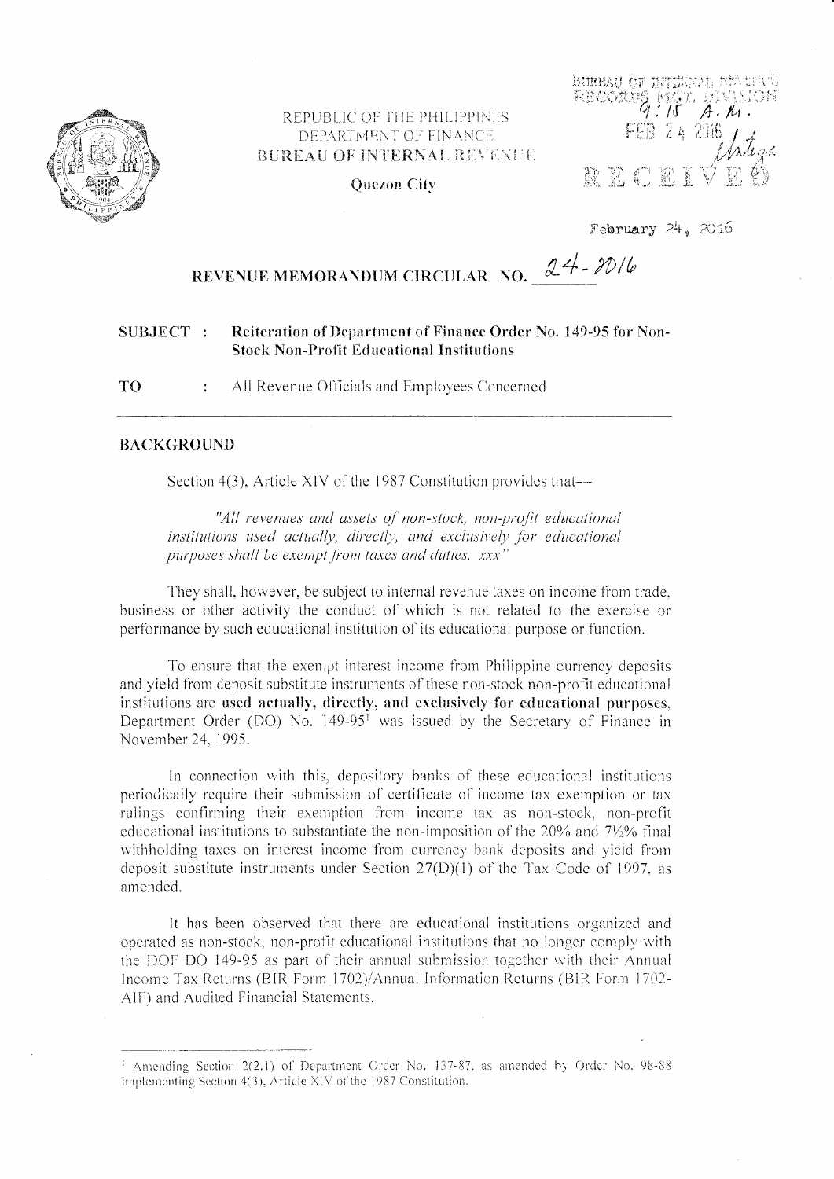REPUBLIC OF THE PHILIPPINES
DEPARTMENT OF FINANCE
BUREAU OF INTERNAL REVENUE
Quezon City

BUREAU OF INTERNAL REVENUE
RECORDS MGT. DIVISION
9:15 A.M.
FEB 24 2016
RECEIVED

February 24, 2016

# REVENUE MEMORANDUM CIRCULAR NO. 24-2016

**SUBJECT :** **Reiteration of Department of Finance Order No. 149-95 for Non-Stock Non-Profit Educational Institutions**

**TO :** All Revenue Officials and Employees Concerned

## BACKGROUND

Section 4(3), Article XIV of the 1987 Constitution provides that—

> *"All revenues and assets of non-stock, non-profit educational institutions used actually, directly, and exclusively for educational purposes shall be exempt from taxes and duties. xxx"*

They shall, however, be subject to internal revenue taxes on income from trade, business or other activity the conduct of which is not related to the exercise or performance by such educational institution of its educational purpose or function.

To ensure that the exempt interest income from Philippine currency deposits and yield from deposit substitute instruments of these non-stock non-profit educational institutions are **used actually, directly, and exclusively for educational purposes**, Department Order (DO) No. 149-95[1] was issued by the Secretary of Finance in November 24, 1995.

In connection with this, depository banks of these educational institutions periodically require their submission of certificate of income tax exemption or tax rulings confirming their exemption from income tax as non-stock, non-profit educational institutions to substantiate the non-imposition of the 20% and 7½% final withholding taxes on interest income from currency bank deposits and yield from deposit substitute instruments under Section 27(D)(1) of the Tax Code of 1997, as amended.

It has been observed that there are educational institutions organized and operated as non-stock, non-profit educational institutions that no longer comply with the DOF DO 149-95 as part of their annual submission together with their Annual Income Tax Returns (BIR Form 1702)/Annual Information Returns (BIR Form 1702-AIF) and Audited Financial Statements.

---

[1] Amending Section 2(2.1) of Department Order No. 137-87, as amended by Order No. 98-88 implementing Section 4(3), Article XIV of the 1987 Constitution.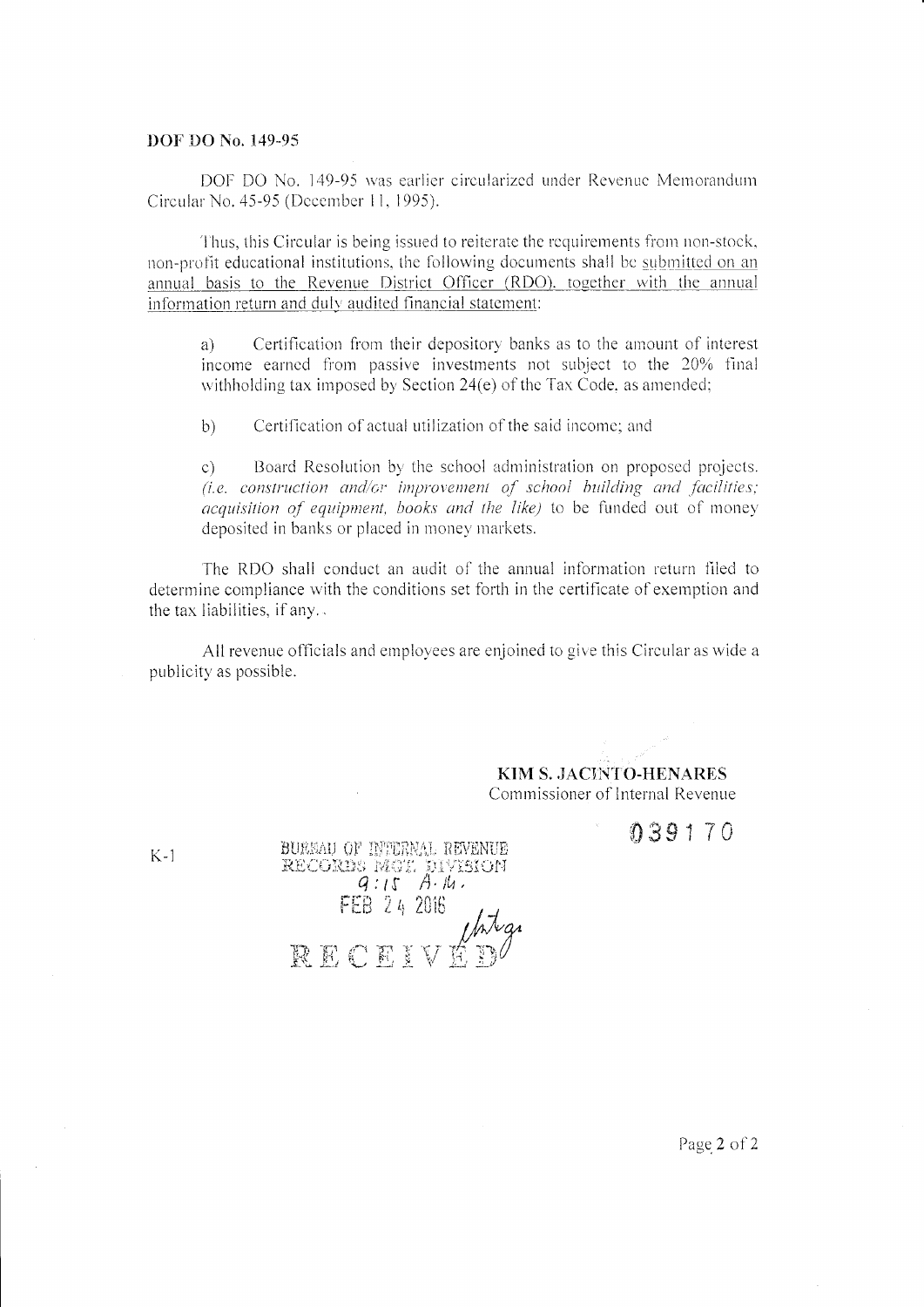**DOF DO No. 149-95**

DOF DO No. 149-95 was earlier circularized under Revenue Memorandum Circular No. 45-95 (December 11, 1995).

Thus, this Circular is being issued to reiterate the requirements from non-stock, non-profit educational institutions, the following documents shall be submitted on an annual basis to the Revenue District Officer (RDO), together with the annual information return and duly audited financial statement:

a) Certification from their depository banks as to the amount of interest income earned from passive investments not subject to the 20% final withholding tax imposed by Section 24(e) of the Tax Code, as amended;

b) Certification of actual utilization of the said income; and

c) Board Resolution by the school administration on proposed projects. *(i.e. construction and/or improvement of school building and facilities; acquisition of equipment, books and the like)* to be funded out of money deposited in banks or placed in money markets.

The RDO shall conduct an audit of the annual information return filed to determine compliance with the conditions set forth in the certificate of exemption and the tax liabilities, if any.

All revenue officials and employees are enjoined to give this Circular as wide a publicity as possible.

**KIM S. JACINTO-HENARES**
Commissioner of Internal Revenue

039170

K-1

BUREAU OF INTERNAL REVENUE
RECORDS MGT. DIVISION
9:15 A.M.
FEB 24 2016
RECEIVED